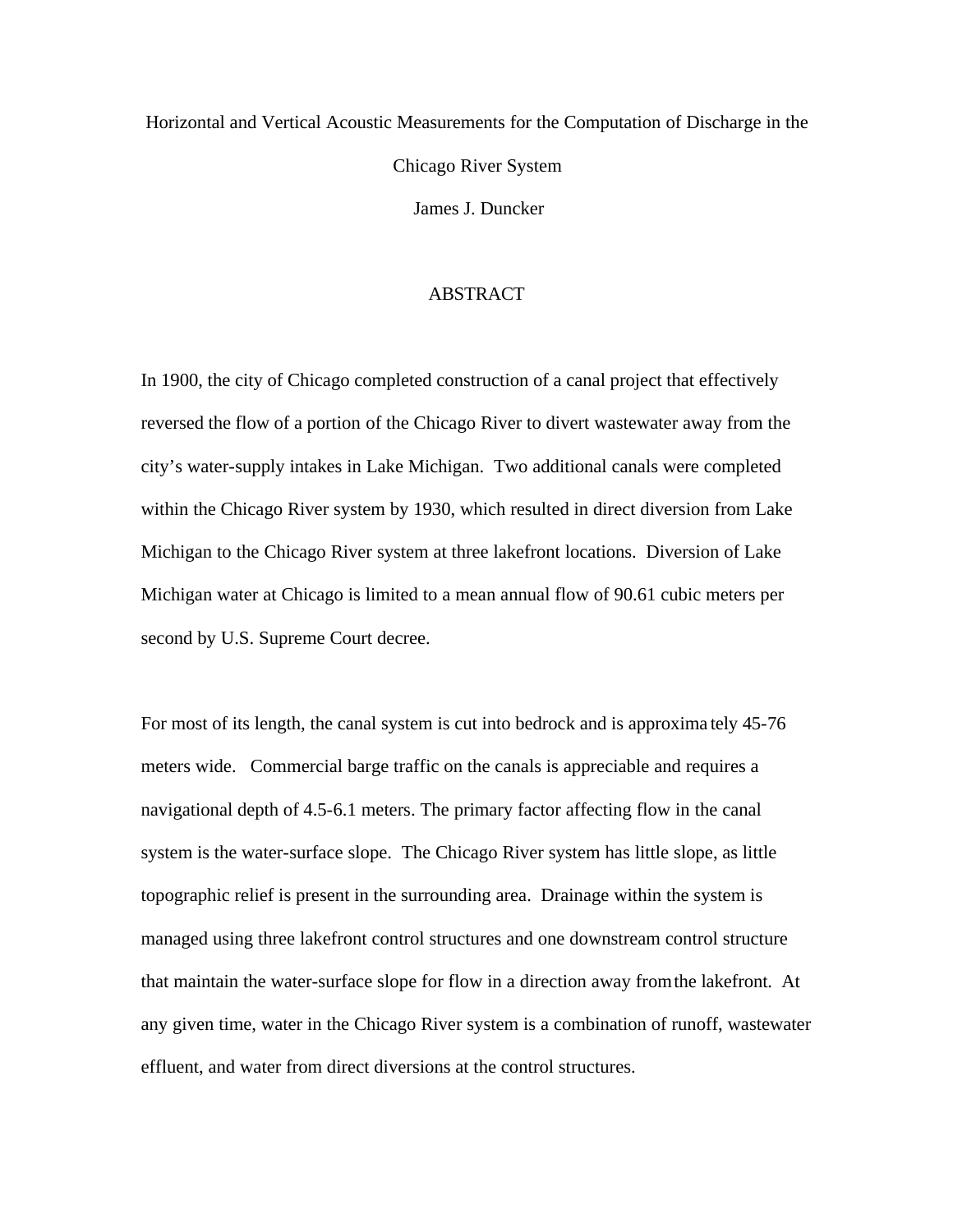# Horizontal and Vertical Acoustic Measurements for the Computation of Discharge in the Chicago River System

James J. Duncker

## ABSTRACT

In 1900, the city of Chicago completed construction of a canal project that effectively reversed the flow of a portion of the Chicago River to divert wastewater away from the city's water-supply intakes in Lake Michigan. Two additional canals were completed within the Chicago River system by 1930, which resulted in direct diversion from Lake Michigan to the Chicago River system at three lakefront locations. Diversion of Lake Michigan water at Chicago is limited to a mean annual flow of 90.61 cubic meters per second by U.S. Supreme Court decree.

For most of its length, the canal system is cut into bedrock and is approximately 45-76 meters wide. Commercial barge traffic on the canals is appreciable and requires a navigational depth of 4.5-6.1 meters. The primary factor affecting flow in the canal system is the water-surface slope. The Chicago River system has little slope, as little topographic relief is present in the surrounding area. Drainage within the system is managed using three lakefront control structures and one downstream control structure that maintain the water-surface slope for flow in a direction away from the lakefront. At any given time, water in the Chicago River system is a combination of runoff, wastewater effluent, and water from direct diversions at the control structures.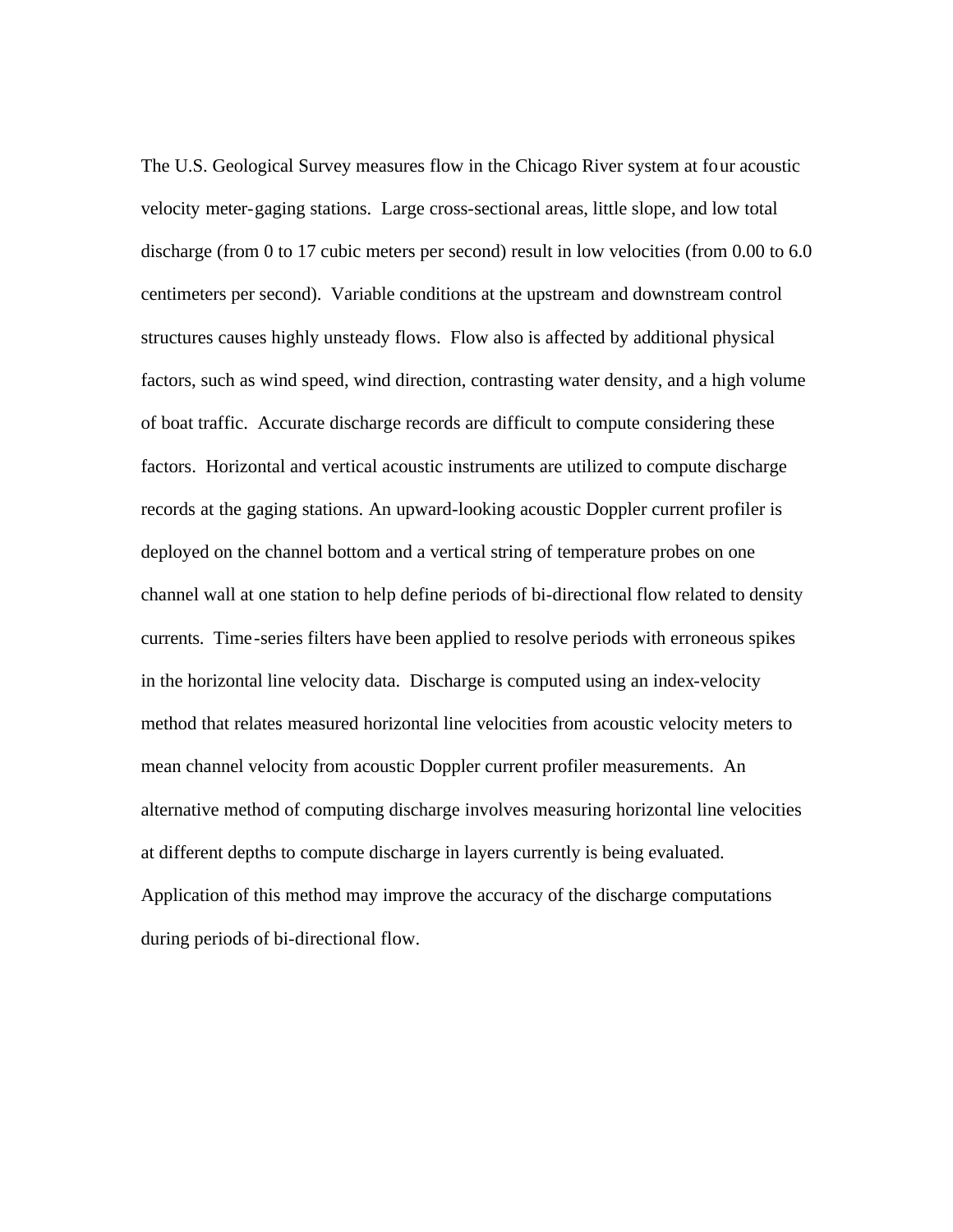The U.S. Geological Survey measures flow in the Chicago River system at four acoustic velocity meter-gaging stations. Large cross-sectional areas, little slope, and low total discharge (from 0 to 17 cubic meters per second) result in low velocities (from 0.00 to 6.0 centimeters per second). Variable conditions at the upstream and downstream control structures causes highly unsteady flows. Flow also is affected by additional physical factors, such as wind speed, wind direction, contrasting water density, and a high volume of boat traffic. Accurate discharge records are difficult to compute considering these factors. Horizontal and vertical acoustic instruments are utilized to compute discharge records at the gaging stations. An upward-looking acoustic Doppler current profiler is deployed on the channel bottom and a vertical string of temperature probes on one channel wall at one station to help define periods of bi-directional flow related to density currents. Time-series filters have been applied to resolve periods with erroneous spikes in the horizontal line velocity data. Discharge is computed using an index-velocity method that relates measured horizontal line velocities from acoustic velocity meters to mean channel velocity from acoustic Doppler current profiler measurements. An alternative method of computing discharge involves measuring horizontal line velocities at different depths to compute discharge in layers currently is being evaluated. Application of this method may improve the accuracy of the discharge computations during periods of bi-directional flow.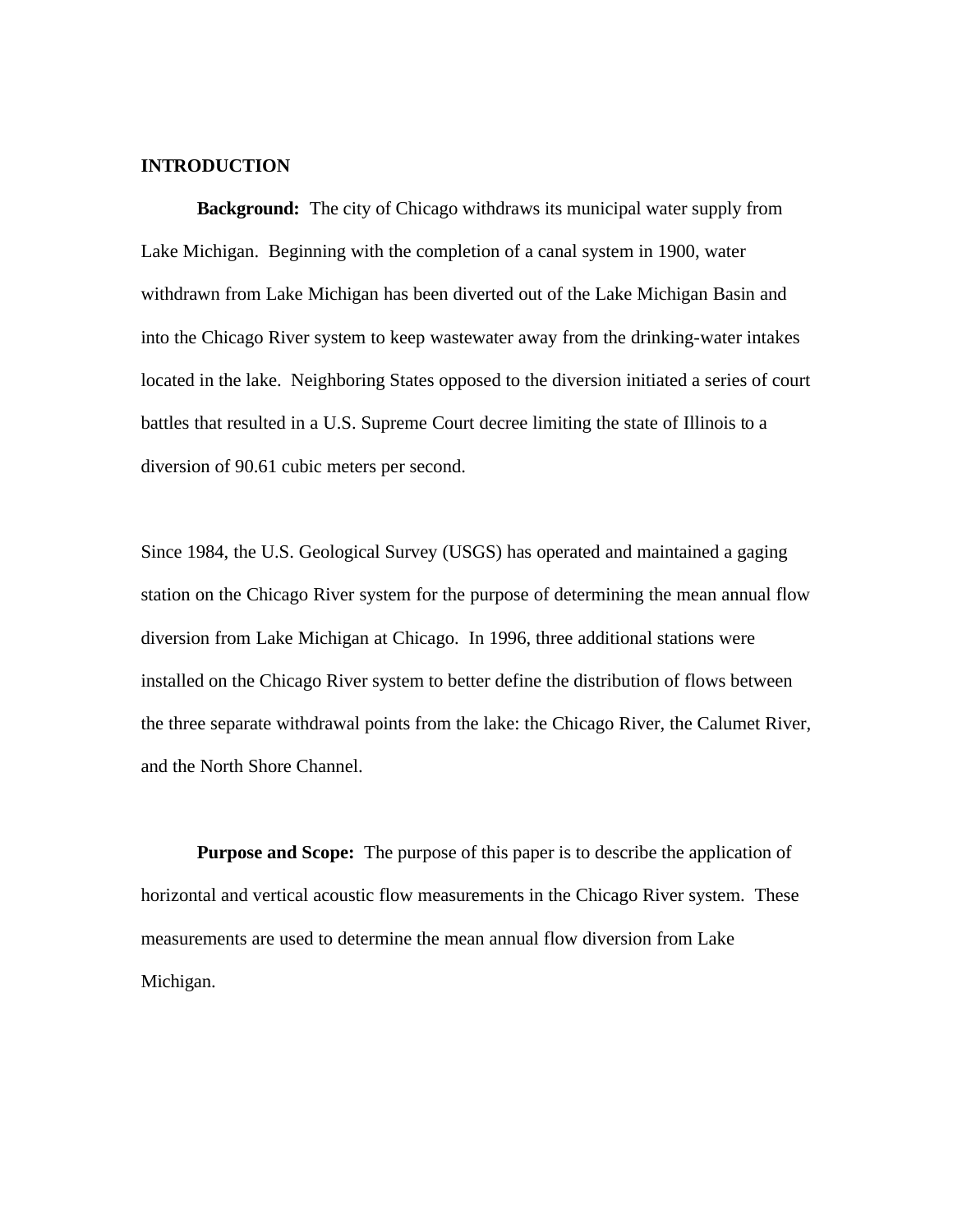## INTRODUCTION

**Background:** The city of Chicago withdraws its municipal water supply from Lake Michigan. Beginning with the completion of a canal system in 1900, water withdrawn from Lake Michigan has been diverted out of the Lake Michigan Basin and into the Chicago River system to keep wastewater away from the drinking-water intakes located in the lake. Neighboring States opposed to the diversion initiated a series of court battles that resulted in a U.S. Supreme Court decree limiting the state of Illinois to a diversion of 90.61 cubic meters per second.

Since 1984, the U.S. Geological Survey (USGS) has operated and maintained a gaging station on the Chicago River system for the purpose of determining the mean annual flow diversion from Lake Michigan at Chicago. In 1996, three additional stations were installed on the Chicago River system to better define the distribution of flows between the three separate withdrawal points from the lake: the Chicago River, the Calumet River, and the North Shore Channel.

**Purpose and Scope:** The purpose of this paper is to describe the application of horizontal and vertical acoustic flow measurements in the Chicago River system. These measurements are used to determine the mean annual flow diversion from Lake Michigan.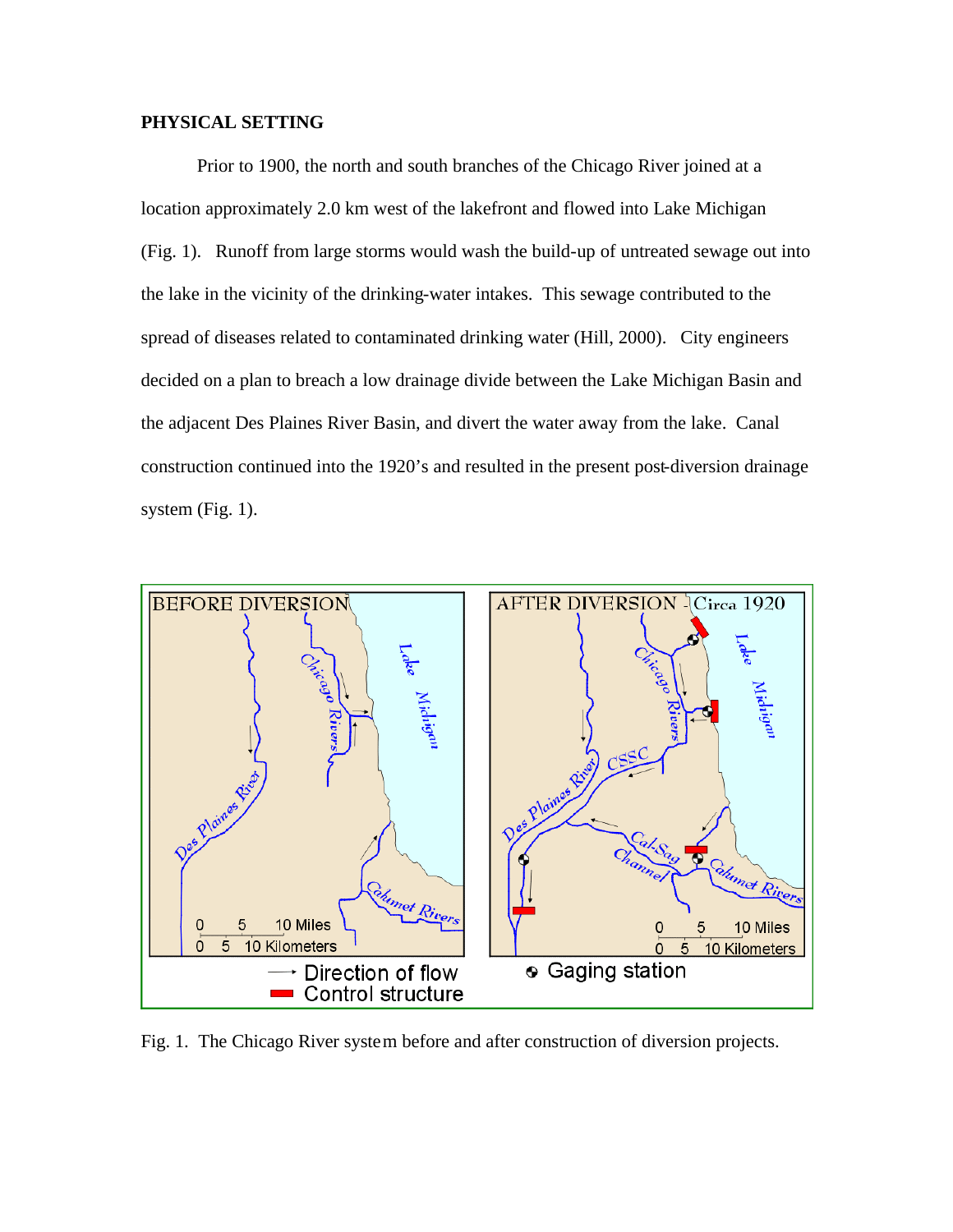**PHYSICAL SETTING**

Prior to 1900, the north and south branches of the Chicago River joined at a location approximately 2.0 km west of the lakefront and flowed into Lake Michigan (Fig. 1). Runoff from large storms would wash the build-up of untreated sewage out into the lake in the vicinity of the drinking-water intakes. This sewage contributed to the spread of diseases related to contaminated drinking water (Hill, 2000). City engineers decided on a plan to breach a low drainage divide between the Lake Michigan Basin and the adjacent Des Plaines River Basin, and divert the water away from the lake. Canal construction continued into the 1920's and resulted in the present post-diversion drainage system (Fig. 1).

Fig. 1. The Chicago River system before and after construction of diversion projects.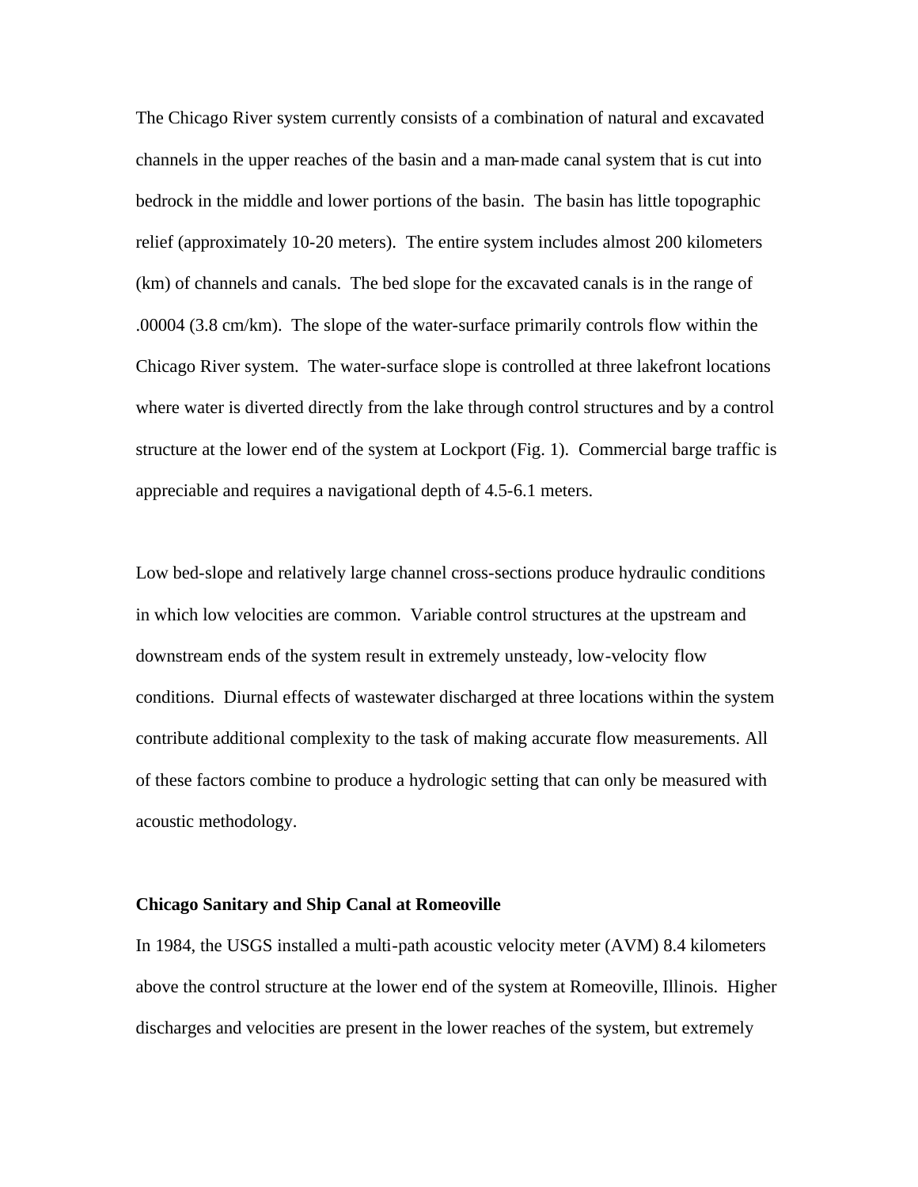The Chicago River system currently consists of a combination of natural and excavated channels in the upper reaches of the basin and a man-made canal system that is cut into bedrock in the middle and lower portions of the basin. The basin has little topographic relief (approximately 10-20 meters). The entire system includes almost 200 kilometers (km) of channels and canals. The bed slope for the excavated canals is in the range of .00004 (3.8 cm/km). The slope of the water-surface primarily controls flow within the Chicago River system. The water-surface slope is controlled at three lakefront locations where water is diverted directly from the lake through control structures and by a control structure at the lower end of the system at Lockport (Fig. 1). Commercial barge traffic is appreciable and requires a navigational depth of 4.5-6.1 meters.

Low bed-slope and relatively large channel cross-sections produce hydraulic conditions in which low velocities are common. Variable control structures at the upstream and downstream ends of the system result in extremely unsteady, low-velocity flow conditions. Diurnal effects of wastewater discharged at three locations within the system contribute additional complexity to the task of making accurate flow measurements. All of these factors combine to produce a hydrologic setting that can only be measured with acoustic methodology.

**Chicago Sanitary and Ship Canal at Romeoville**

In 1984, the USGS installed a multi-path acoustic velocity meter (AVM) 8.4 kilometers above the control structure at the lower end of the system at Romeoville, Illinois. Higher discharges and velocities are present in the lower reaches of the system, but extremely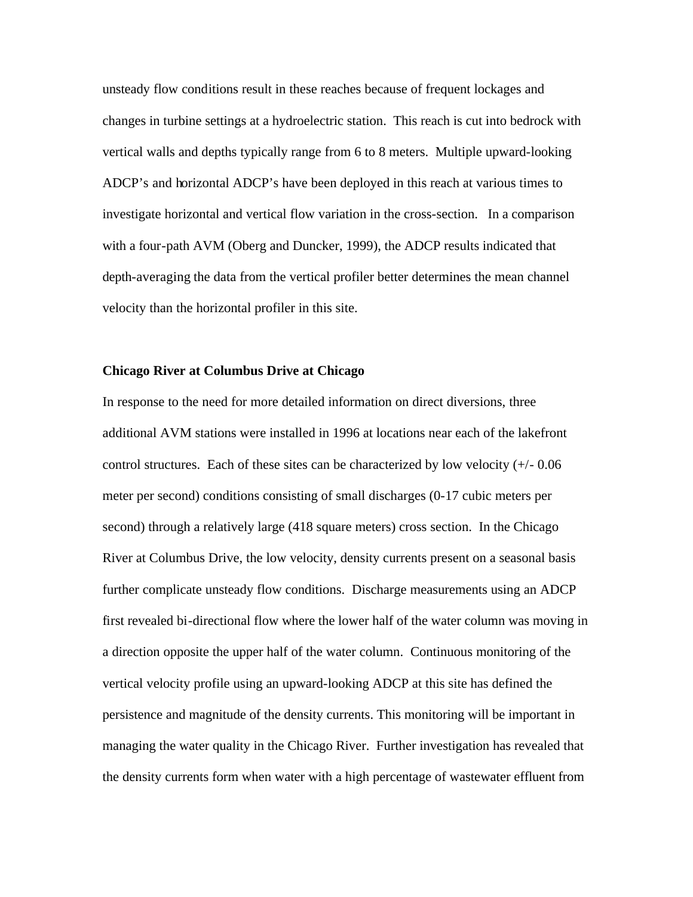unsteady flow conditions result in these reaches because of frequent lockages and changes in turbine settings at a hydroelectric station. This reach is cut into bedrock with vertical walls and depths typically range from 6 to 8 meters. Multiple upward-looking ADCP's and horizontal ADCP's have been deployed in this reach at various times to investigate horizontal and vertical flow variation in the cross-section. In a comparison with a four-path AVM (Oberg and Duncker, 1999), the ADCP results indicated that depth-averaging the data from the vertical profiler better determines the mean channel velocity than the horizontal profiler in this site.

**Chicago River at Columbus Drive at Chicago**

In response to the need for more detailed information on direct diversions, three additional AVM stations were installed in 1996 at locations near each of the lakefront control structures. Each of these sites can be characterized by low velocity (+/- 0.06 meter per second) conditions consisting of small discharges (0-17 cubic meters per second) through a relatively large (418 square meters) cross section. In the Chicago River at Columbus Drive, the low velocity, density currents present on a seasonal basis further complicate unsteady flow conditions. Discharge measurements using an ADCP first revealed bi-directional flow where the lower half of the water column was moving in a direction opposite the upper half of the water column. Continuous monitoring of the vertical velocity profile using an upward-looking ADCP at this site has defined the persistence and magnitude of the density currents. This monitoring will be important in managing the water quality in the Chicago River. Further investigation has revealed that the density currents form when water with a high percentage of wastewater effluent from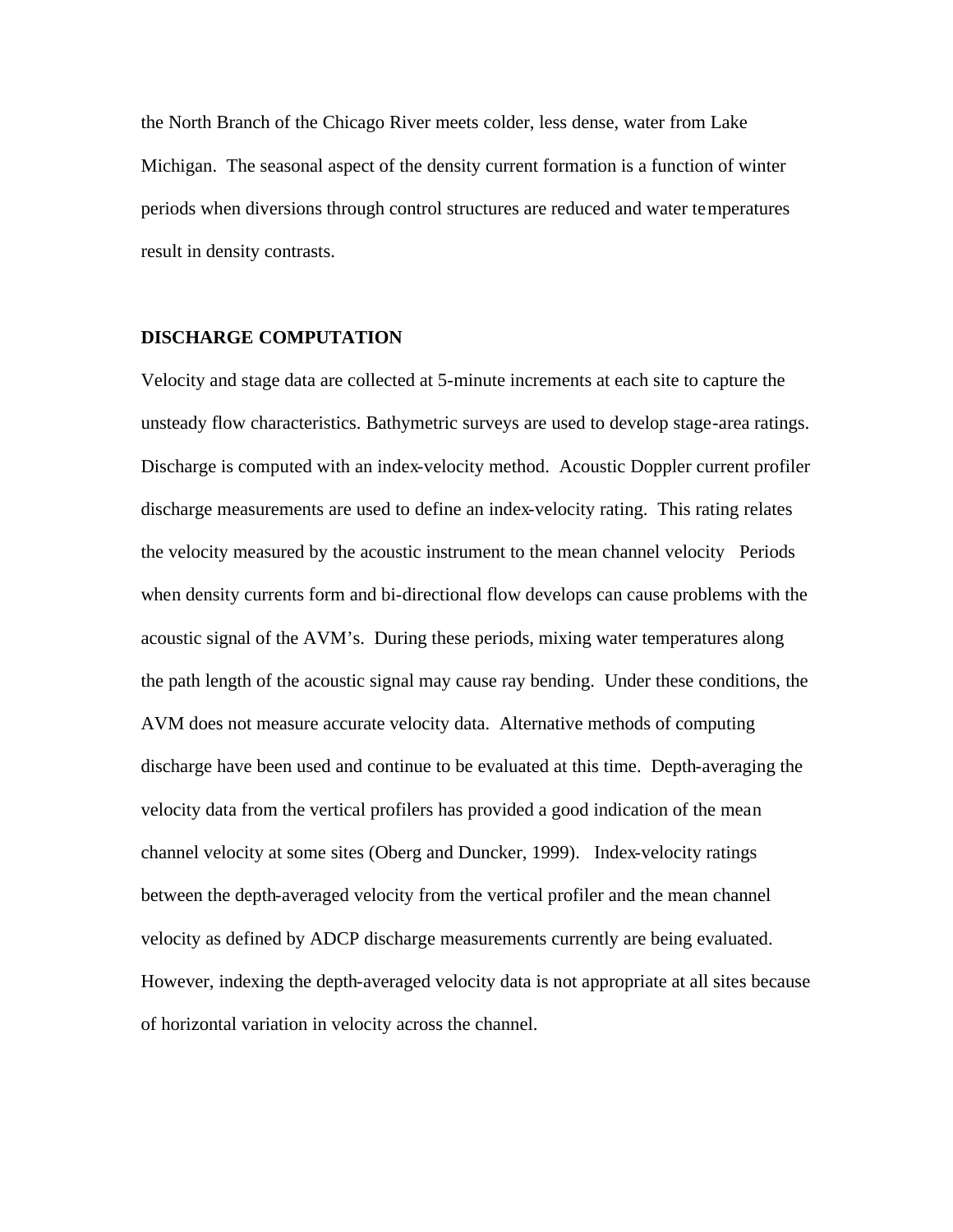the North Branch of the Chicago River meets colder, less dense, water from Lake Michigan. The seasonal aspect of the density current formation is a function of winter periods when diversions through control structures are reduced and water temperatures result in density contrasts.

## DISCHARGE COMPUTATION

Velocity and stage data are collected at 5-minute increments at each site to capture the unsteady flow characteristics. Bathymetric surveys are used to develop stage-area ratings. Discharge is computed with an index-velocity method. Acoustic Doppler current profiler discharge measurements are used to define an index-velocity rating. This rating relates the velocity measured by the acoustic instrument to the mean channel velocity Periods when density currents form and bi-directional flow develops can cause problems with the acoustic signal of the AVM's. During these periods, mixing water temperatures along the path length of the acoustic signal may cause ray bending. Under these conditions, the AVM does not measure accurate velocity data. Alternative methods of computing discharge have been used and continue to be evaluated at this time. Depth-averaging the velocity data from the vertical profilers has provided a good indication of the mean channel velocity at some sites (Oberg and Duncker, 1999). Index-velocity ratings between the depth-averaged velocity from the vertical profiler and the mean channel velocity as defined by ADCP discharge measurements currently are being evaluated. However, indexing the depth-averaged velocity data is not appropriate at all sites because of horizontal variation in velocity across the channel.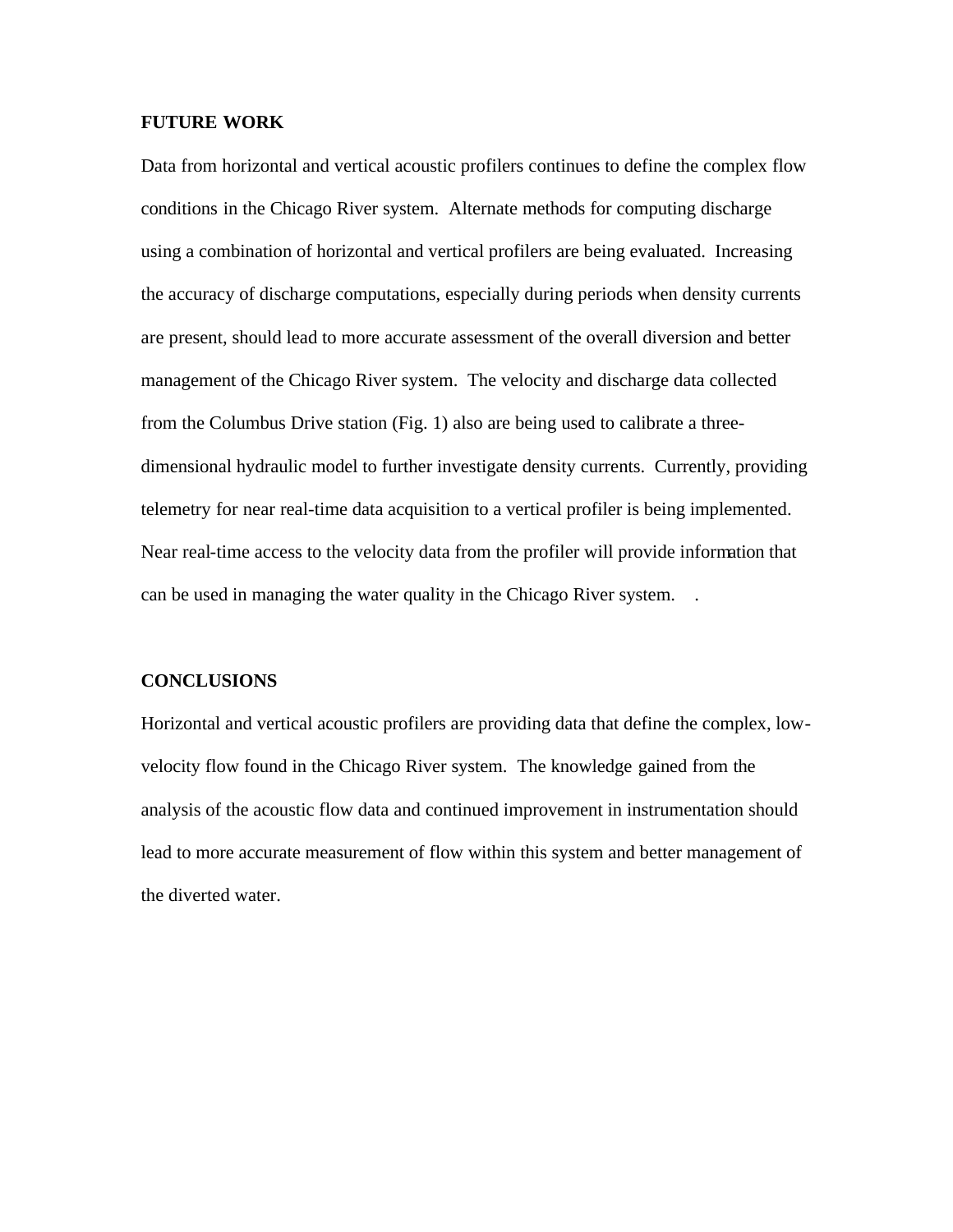## FUTURE WORK

Data from horizontal and vertical acoustic profilers continues to define the complex flow conditions in the Chicago River system. Alternate methods for computing discharge using a combination of horizontal and vertical profilers are being evaluated. Increasing the accuracy of discharge computations, especially during periods when density currents are present, should lead to more accurate assessment of the overall diversion and better management of the Chicago River system. The velocity and discharge data collected from the Columbus Drive station (Fig. 1) also are being used to calibrate a three-dimensional hydraulic model to further investigate density currents. Currently, providing telemetry for near real-time data acquisition to a vertical profiler is being implemented. Near real-time access to the velocity data from the profiler will provide information that can be used in managing the water quality in the Chicago River system. .

## CONCLUSIONS

Horizontal and vertical acoustic profilers are providing data that define the complex, low-velocity flow found in the Chicago River system. The knowledge gained from the analysis of the acoustic flow data and continued improvement in instrumentation should lead to more accurate measurement of flow within this system and better management of the diverted water.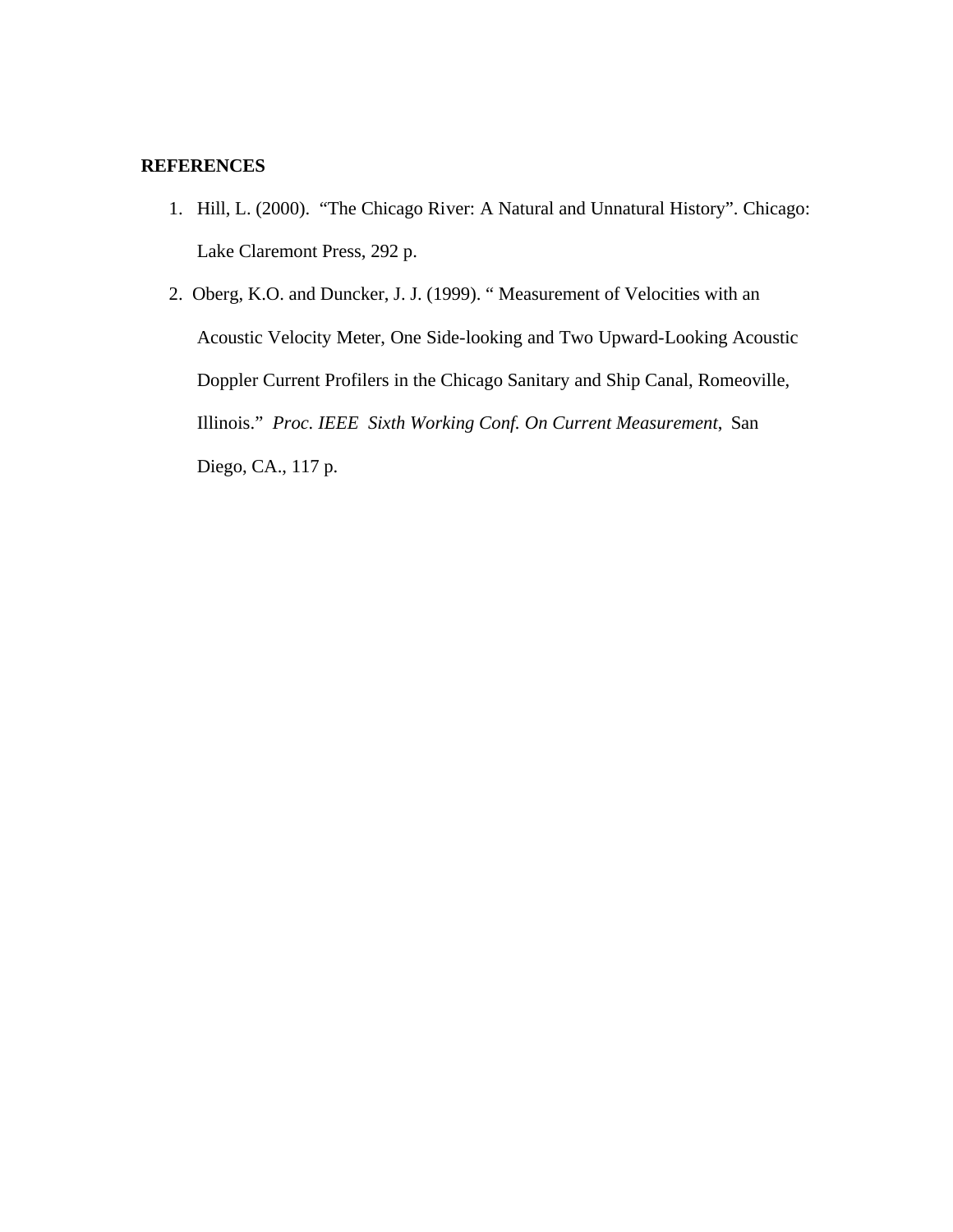**REFERENCES**

1. Hill, L. (2000). "The Chicago River: A Natural and Unnatural History". Chicago: Lake Claremont Press, 292 p.
2. Oberg, K.O. and Duncker, J. J. (1999). " Measurement of Velocities with an Acoustic Velocity Meter, One Side-looking and Two Upward-Looking Acoustic Doppler Current Profilers in the Chicago Sanitary and Ship Canal, Romeoville, Illinois." *Proc. IEEE Sixth Working Conf. On Current Measurement*, San Diego, CA., 117 p.